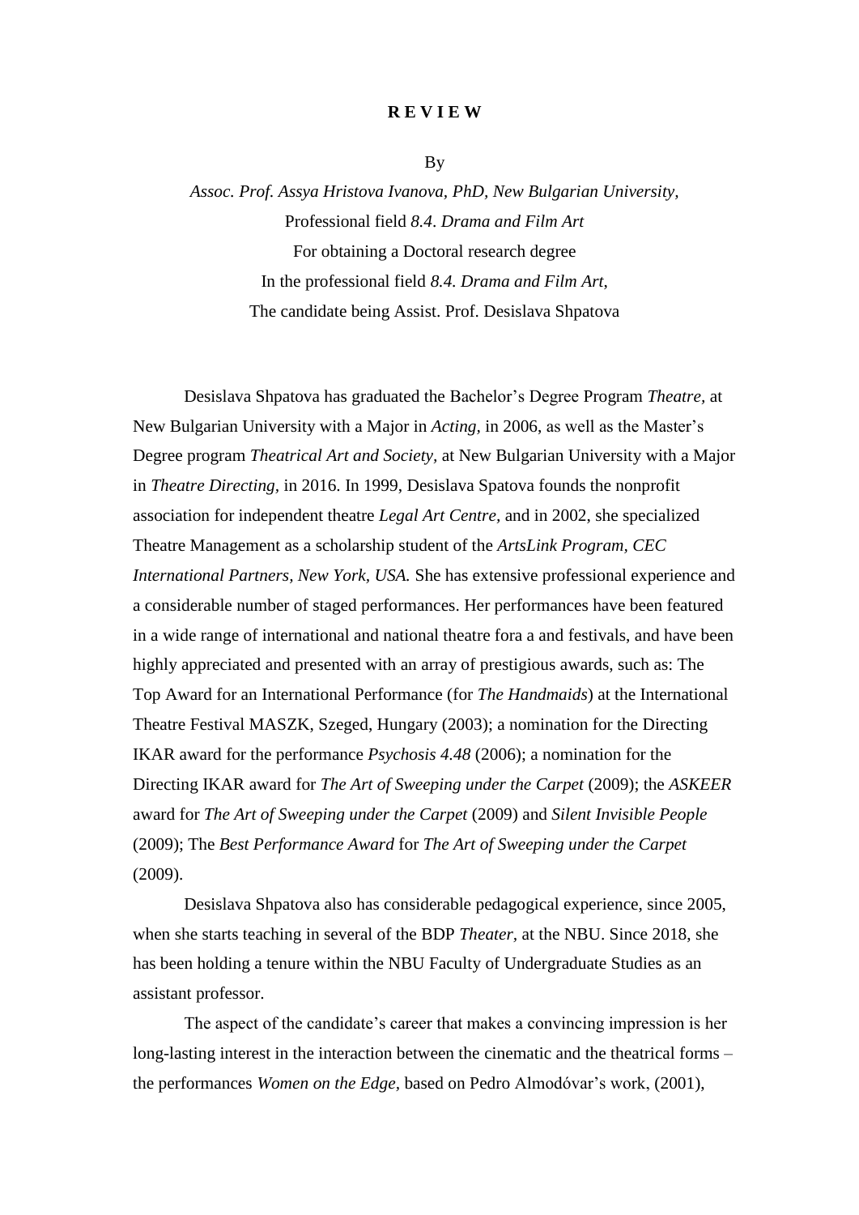# R E V I E W

By

*Assoc. Prof. Assya Hristova Ivanova, PhD, New Bulgarian University,*
Professional field *8.4. Drama and Film Art*
For obtaining a Doctoral research degree
In the professional field *8.4. Drama and Film Art*,
The candidate being Assist. Prof. Desislava Shpatova

Desislava Shpatova has graduated the Bachelor's Degree Program *Theatre,* at New Bulgarian University with a Major in *Acting*, in 2006, as well as the Master's Degree program *Theatrical Art and Society,* at New Bulgarian University with a Major in *Theatre Directing*, in 2016. In 1999, Desislava Spatova founds the nonprofit association for independent theatre *Legal Art Centre,* and in 2002, she specialized Theatre Management as a scholarship student of the *ArtsLink Program, CEC International Partners, New York, USA.* She has extensive professional experience and a considerable number of staged performances. Her performances have been featured in a wide range of international and national theatre fora a and festivals, and have been highly appreciated and presented with an array of prestigious awards, such as: The Top Award for an International Performance (for *The Handmaids*) at the International Theatre Festival MASZK, Szeged, Hungary (2003); a nomination for the Directing IKAR award for the performance *Psychosis 4.48* (2006); a nomination for the Directing IKAR award for *The Art of Sweeping under the Carpet* (2009); the *ASKEER* award for *The Art of Sweeping under the Carpet* (2009) and *Silent Invisible People* (2009); The *Best Performance Award* for *The Art of Sweeping under the Carpet* (2009).

Desislava Shpatova also has considerable pedagogical experience, since 2005, when she starts teaching in several of the BDP *Theater,* at the NBU. Since 2018, she has been holding a tenure within the NBU Faculty of Undergraduate Studies as an assistant professor.

The aspect of the candidate's career that makes a convincing impression is her long-lasting interest in the interaction between the cinematic and the theatrical forms – the performances *Women on the Edge*, based on Pedro Almodóvar's work, (2001),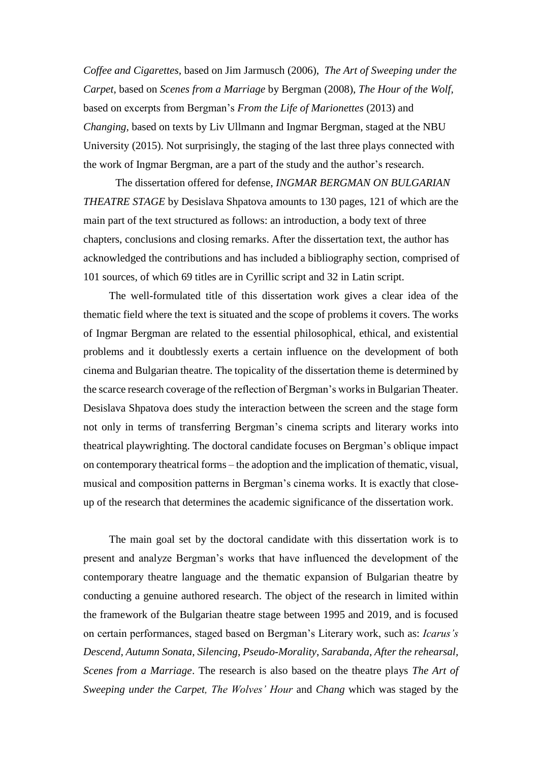*Coffee and Cigarettes*, based on Jim Jarmusch (2006), *The Art of Sweeping under the Carpet*, based on *Scenes from a Marriage* by Bergman (2008), *The Hour of the Wolf*, based on excerpts from Bergman's *From the Life of Marionettes* (2013) and *Changing*, based on texts by Liv Ullmann and Ingmar Bergman, staged at the NBU University (2015). Not surprisingly, the staging of the last three plays connected with the work of Ingmar Bergman, are a part of the study and the author's research.

The dissertation offered for defense, *INGMAR BERGMAN ON BULGARIAN THEATRE STAGE* by Desislava Shpatova amounts to 130 pages, 121 of which are the main part of the text structured as follows: an introduction, a body text of three chapters, conclusions and closing remarks. After the dissertation text, the author has acknowledged the contributions and has included a bibliography section, comprised of 101 sources, of which 69 titles are in Cyrillic script and 32 in Latin script.

The well-formulated title of this dissertation work gives a clear idea of the thematic field where the text is situated and the scope of problems it covers. The works of Ingmar Bergman are related to the essential philosophical, ethical, and existential problems and it doubtlessly exerts a certain influence on the development of both cinema and Bulgarian theatre. The topicality of the dissertation theme is determined by the scarce research coverage of the reflection of Bergman's works in Bulgarian Theater. Desislava Shpatova does study the interaction between the screen and the stage form not only in terms of transferring Bergman's cinema scripts and literary works into theatrical playwrighting. The doctoral candidate focuses on Bergman's oblique impact on contemporary theatrical forms – the adoption and the implication of thematic, visual, musical and composition patterns in Bergman's cinema works. It is exactly that close-up of the research that determines the academic significance of the dissertation work.

The main goal set by the doctoral candidate with this dissertation work is to present and analyze Bergman's works that have influenced the development of the contemporary theatre language and the thematic expansion of Bulgarian theatre by conducting a genuine authored research. The object of the research in limited within the framework of the Bulgarian theatre stage between 1995 and 2019, and is focused on certain performances, staged based on Bergman's Literary work, such as: *Icarus's Descend*, *Autumn Sonata*, *Silencing*, *Pseudo-Morality*, *Sarabanda*, *After the rehearsal*, *Scenes from a Marriage*. The research is also based on the theatre plays *The Art of Sweeping under the Carpet, The Wolves' Hour* and *Chang* which was staged by the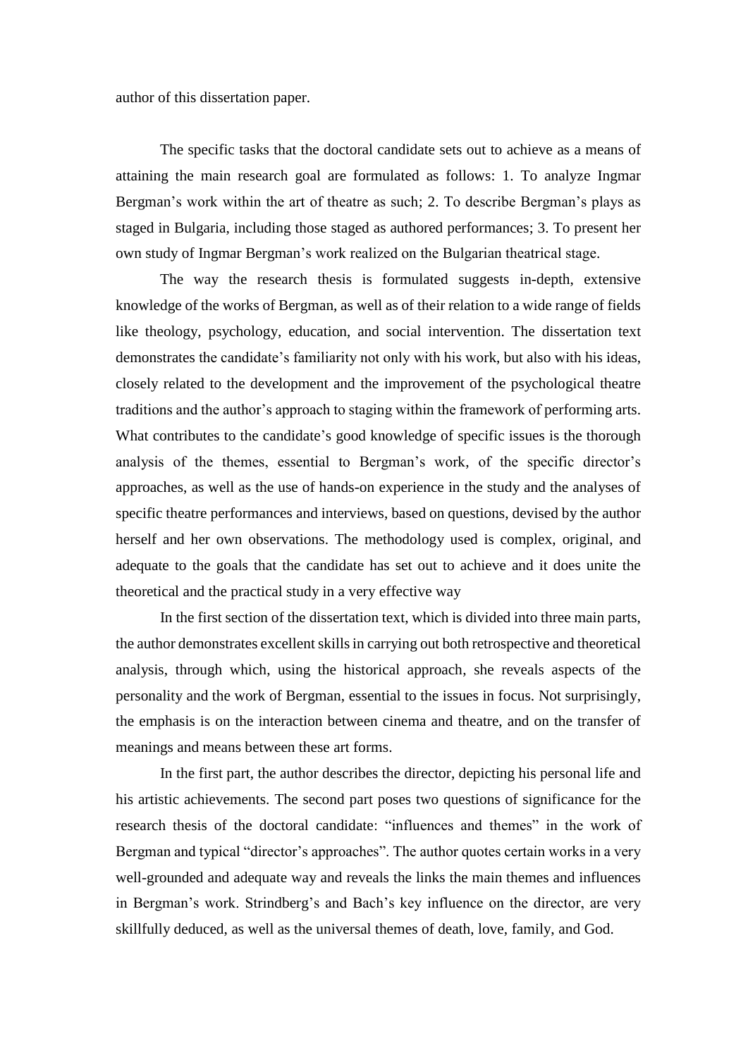author of this dissertation paper.

The specific tasks that the doctoral candidate sets out to achieve as a means of attaining the main research goal are formulated as follows: 1. To analyze Ingmar Bergman's work within the art of theatre as such; 2. To describe Bergman's plays as staged in Bulgaria, including those staged as authored performances; 3. To present her own study of Ingmar Bergman's work realized on the Bulgarian theatrical stage.

The way the research thesis is formulated suggests in-depth, extensive knowledge of the works of Bergman, as well as of their relation to a wide range of fields like theology, psychology, education, and social intervention. The dissertation text demonstrates the candidate's familiarity not only with his work, but also with his ideas, closely related to the development and the improvement of the psychological theatre traditions and the author's approach to staging within the framework of performing arts. What contributes to the candidate's good knowledge of specific issues is the thorough analysis of the themes, essential to Bergman's work, of the specific director's approaches, as well as the use of hands-on experience in the study and the analyses of specific theatre performances and interviews, based on questions, devised by the author herself and her own observations. The methodology used is complex, original, and adequate to the goals that the candidate has set out to achieve and it does unite the theoretical and the practical study in a very effective way

In the first section of the dissertation text, which is divided into three main parts, the author demonstrates excellent skills in carrying out both retrospective and theoretical analysis, through which, using the historical approach, she reveals aspects of the personality and the work of Bergman, essential to the issues in focus. Not surprisingly, the emphasis is on the interaction between cinema and theatre, and on the transfer of meanings and means between these art forms.

In the first part, the author describes the director, depicting his personal life and his artistic achievements. The second part poses two questions of significance for the research thesis of the doctoral candidate: "influences and themes" in the work of Bergman and typical "director's approaches". The author quotes certain works in a very well-grounded and adequate way and reveals the links the main themes and influences in Bergman's work. Strindberg's and Bach's key influence on the director, are very skillfully deduced, as well as the universal themes of death, love, family, and God.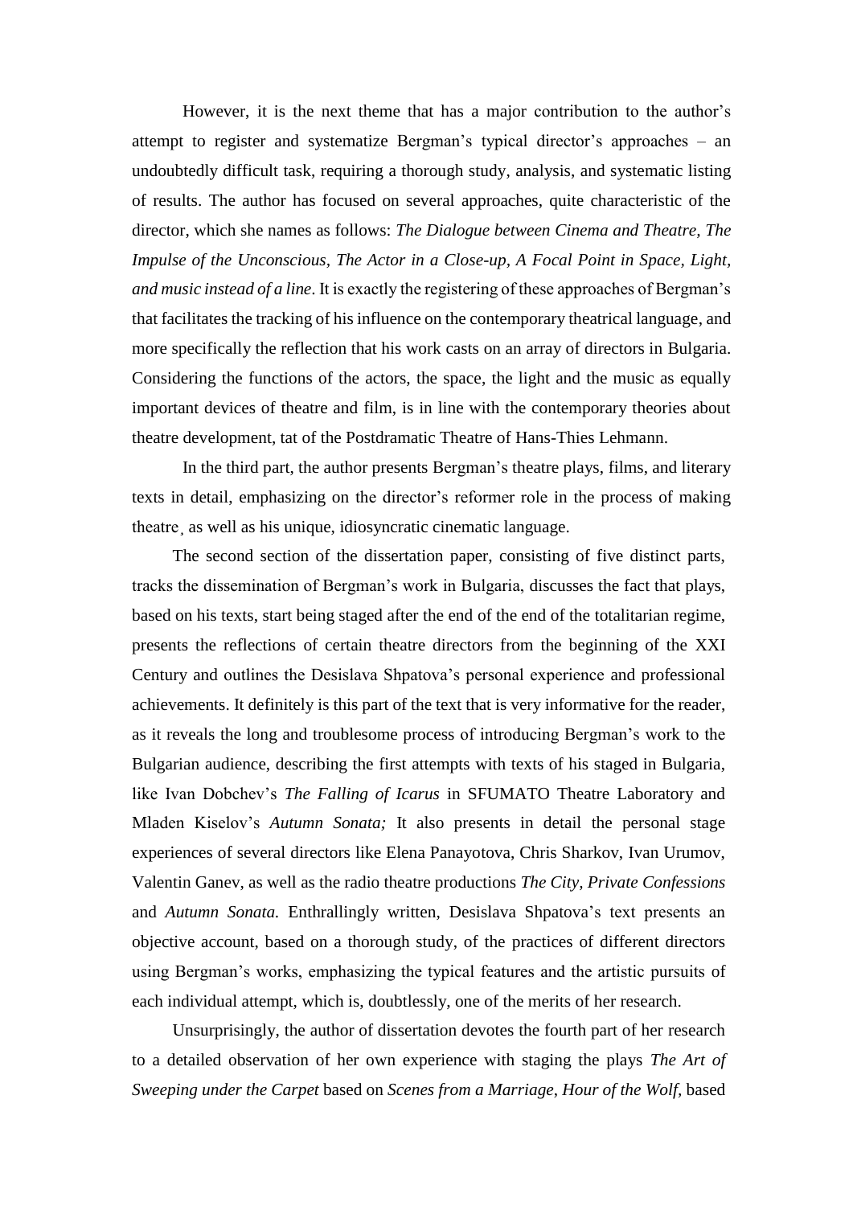However, it is the next theme that has a major contribution to the author's attempt to register and systematize Bergman's typical director's approaches – an undoubtedly difficult task, requiring a thorough study, analysis, and systematic listing of results. The author has focused on several approaches, quite characteristic of the director, which she names as follows: *The Dialogue between Cinema and Theatre, The Impulse of the Unconscious, The Actor in a Close-up, A Focal Point in Space, Light, and music instead of a line*. It is exactly the registering of these approaches of Bergman's that facilitates the tracking of his influence on the contemporary theatrical language, and more specifically the reflection that his work casts on an array of directors in Bulgaria. Considering the functions of the actors, the space, the light and the music as equally important devices of theatre and film, is in line with the contemporary theories about theatre development, tat of the Postdramatic Theatre of Hans-Thies Lehmann.

In the third part, the author presents Bergman's theatre plays, films, and literary texts in detail, emphasizing on the director's reformer role in the process of making theatre¸ as well as his unique, idiosyncratic cinematic language.

The second section of the dissertation paper, consisting of five distinct parts, tracks the dissemination of Bergman's work in Bulgaria, discusses the fact that plays, based on his texts, start being staged after the end of the end of the totalitarian regime, presents the reflections of certain theatre directors from the beginning of the XXI Century and outlines the Desislava Shpatova's personal experience and professional achievements. It definitely is this part of the text that is very informative for the reader, as it reveals the long and troublesome process of introducing Bergman's work to the Bulgarian audience, describing the first attempts with texts of his staged in Bulgaria, like Ivan Dobchev's *The Falling of Icarus* in SFUMATO Theatre Laboratory and Mladen Kiselov's *Autumn Sonata;* It also presents in detail the personal stage experiences of several directors like Elena Panayotova, Chris Sharkov, Ivan Urumov, Valentin Ganev, as well as the radio theatre productions *The City, Private Confessions* and *Autumn Sonata.* Enthrallingly written, Desislava Shpatova's text presents an objective account, based on a thorough study, of the practices of different directors using Bergman's works, emphasizing the typical features and the artistic pursuits of each individual attempt, which is, doubtlessly, one of the merits of her research.

Unsurprisingly, the author of dissertation devotes the fourth part of her research to a detailed observation of her own experience with staging the plays *The Art of Sweeping under the Carpet* based on *Scenes from a Marriage*, *Hour of the Wolf*, based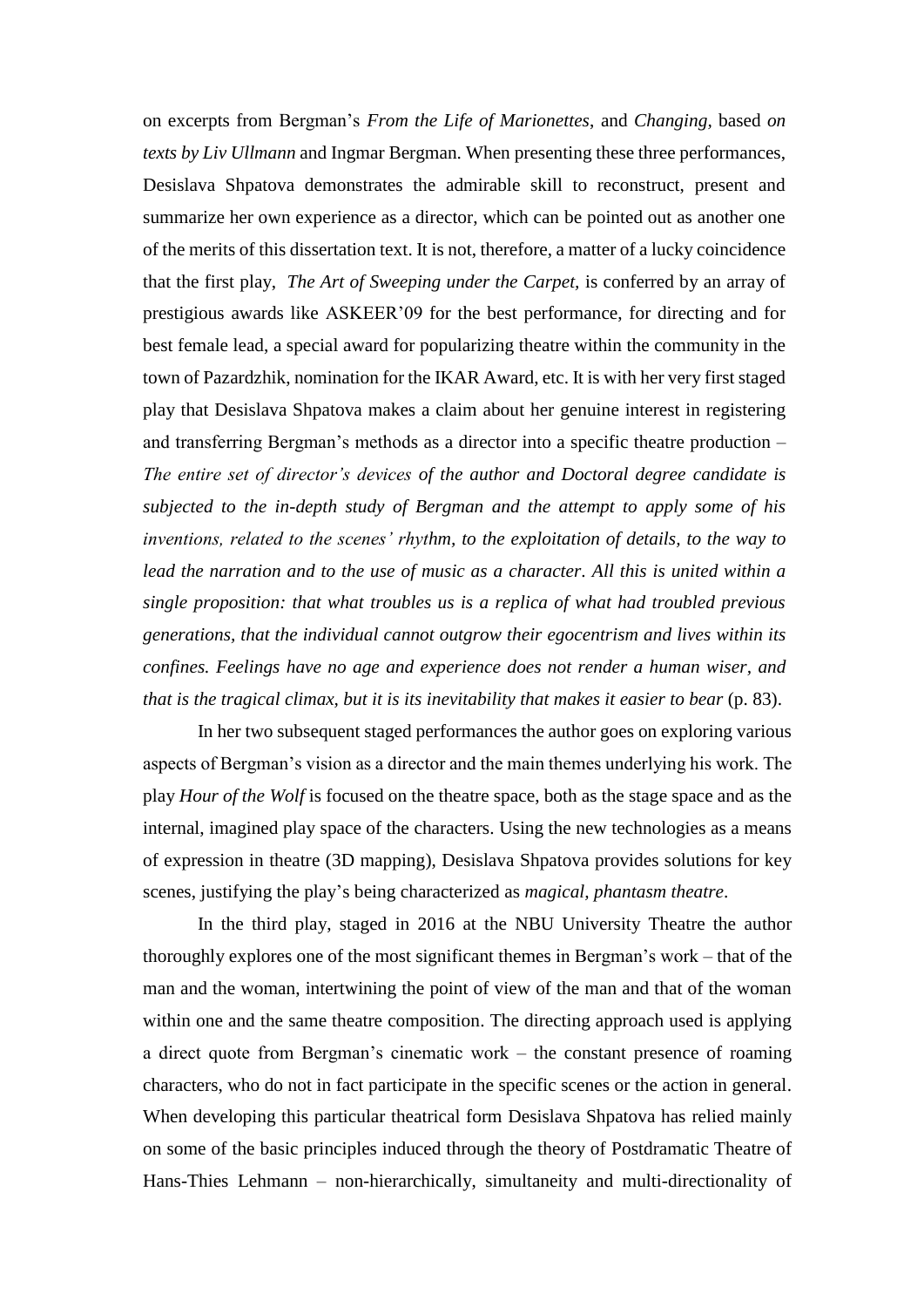on excerpts from Bergman's *From the Life of Marionettes*, and *Changing*, based *on texts by Liv Ullmann* and Ingmar Bergman. When presenting these three performances, Desislava Shpatova demonstrates the admirable skill to reconstruct, present and summarize her own experience as a director, which can be pointed out as another one of the merits of this dissertation text. It is not, therefore, a matter of a lucky coincidence that the first play, *The Art of Sweeping under the Carpet*, is conferred by an array of prestigious awards like ASKEER'09 for the best performance, for directing and for best female lead, a special award for popularizing theatre within the community in the town of Pazardzhik, nomination for the IKAR Award, etc. It is with her very first staged play that Desislava Shpatova makes a claim about her genuine interest in registering and transferring Bergman's methods as a director into a specific theatre production – *The entire set of director's devices of the author and Doctoral degree candidate is subjected to the in-depth study of Bergman and the attempt to apply some of his inventions, related to the scenes' rhythm, to the exploitation of details, to the way to lead the narration and to the use of music as a character. All this is united within a single proposition: that what troubles us is a replica of what had troubled previous generations, that the individual cannot outgrow their egocentrism and lives within its confines. Feelings have no age and experience does not render a human wiser, and that is the tragical climax, but it is its inevitability that makes it easier to bear* (p. 83).

In her two subsequent staged performances the author goes on exploring various aspects of Bergman's vision as a director and the main themes underlying his work. The play *Hour of the Wolf* is focused on the theatre space, both as the stage space and as the internal, imagined play space of the characters. Using the new technologies as a means of expression in theatre (3D mapping), Desislava Shpatova provides solutions for key scenes, justifying the play's being characterized as *magical, phantasm theatre*.

In the third play, staged in 2016 at the NBU University Theatre the author thoroughly explores one of the most significant themes in Bergman's work – that of the man and the woman, intertwining the point of view of the man and that of the woman within one and the same theatre composition. The directing approach used is applying a direct quote from Bergman's cinematic work – the constant presence of roaming characters, who do not in fact participate in the specific scenes or the action in general. When developing this particular theatrical form Desislava Shpatova has relied mainly on some of the basic principles induced through the theory of Postdramatic Theatre of Hans-Thies Lehmann – non-hierarchically, simultaneity and multi-directionality of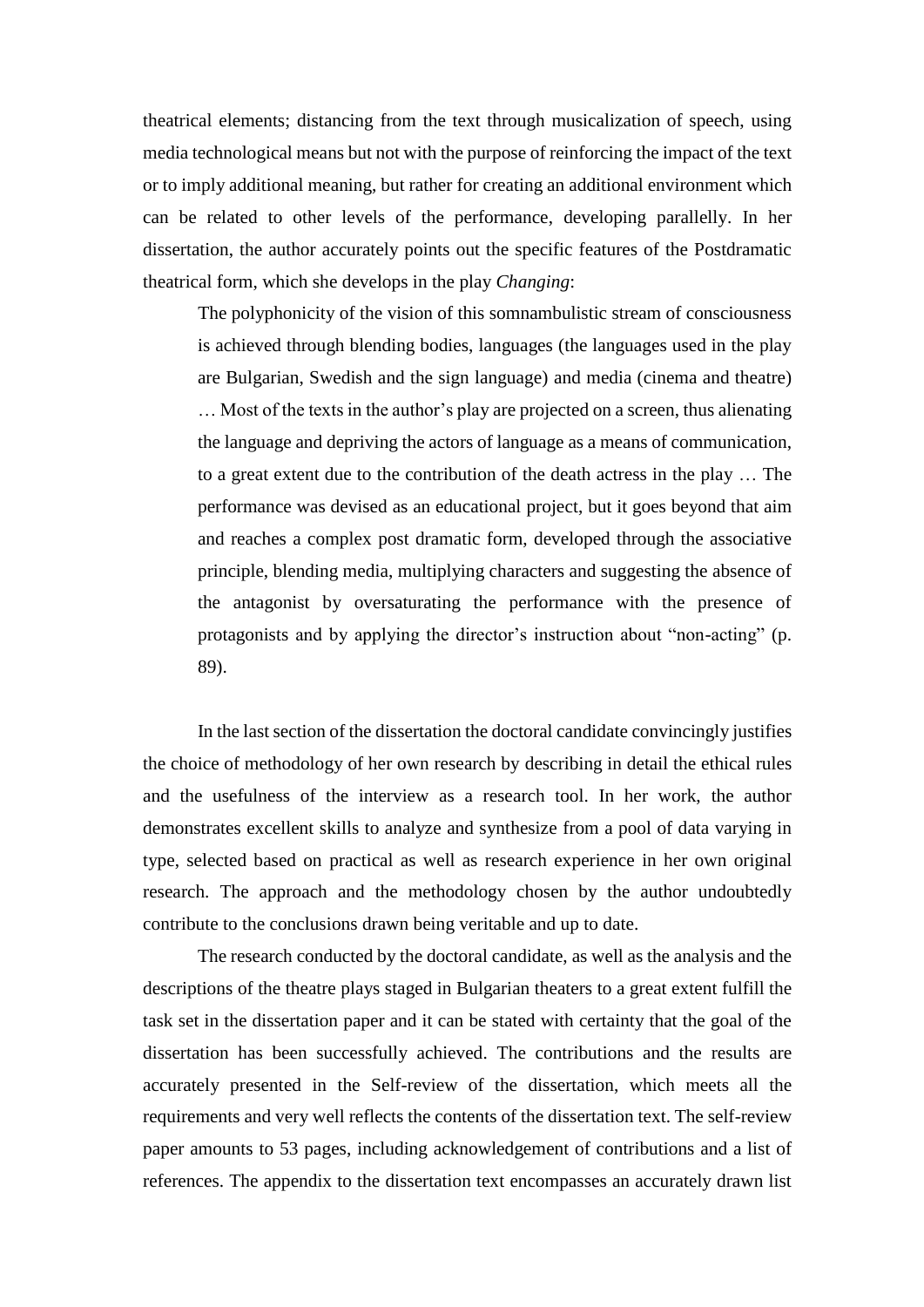theatrical elements; distancing from the text through musicalization of speech, using media technological means but not with the purpose of reinforcing the impact of the text or to imply additional meaning, but rather for creating an additional environment which can be related to other levels of the performance, developing parallelly. In her dissertation, the author accurately points out the specific features of the Postdramatic theatrical form, which she develops in the play *Changing*:

> The polyphonicity of the vision of this somnambulistic stream of consciousness is achieved through blending bodies, languages (the languages used in the play are Bulgarian, Swedish and the sign language) and media (cinema and theatre) … Most of the texts in the author's play are projected on a screen, thus alienating the language and depriving the actors of language as a means of communication, to a great extent due to the contribution of the death actress in the play … The performance was devised as an educational project, but it goes beyond that aim and reaches a complex post dramatic form, developed through the associative principle, blending media, multiplying characters and suggesting the absence of the antagonist by oversaturating the performance with the presence of protagonists and by applying the director's instruction about "non-acting" (p. 89).

In the last section of the dissertation the doctoral candidate convincingly justifies the choice of methodology of her own research by describing in detail the ethical rules and the usefulness of the interview as a research tool. In her work, the author demonstrates excellent skills to analyze and synthesize from a pool of data varying in type, selected based on practical as well as research experience in her own original research. The approach and the methodology chosen by the author undoubtedly contribute to the conclusions drawn being veritable and up to date.

The research conducted by the doctoral candidate, as well as the analysis and the descriptions of the theatre plays staged in Bulgarian theaters to a great extent fulfill the task set in the dissertation paper and it can be stated with certainty that the goal of the dissertation has been successfully achieved. The contributions and the results are accurately presented in the Self-review of the dissertation, which meets all the requirements and very well reflects the contents of the dissertation text. The self-review paper amounts to 53 pages, including acknowledgement of contributions and a list of references. The appendix to the dissertation text encompasses an accurately drawn list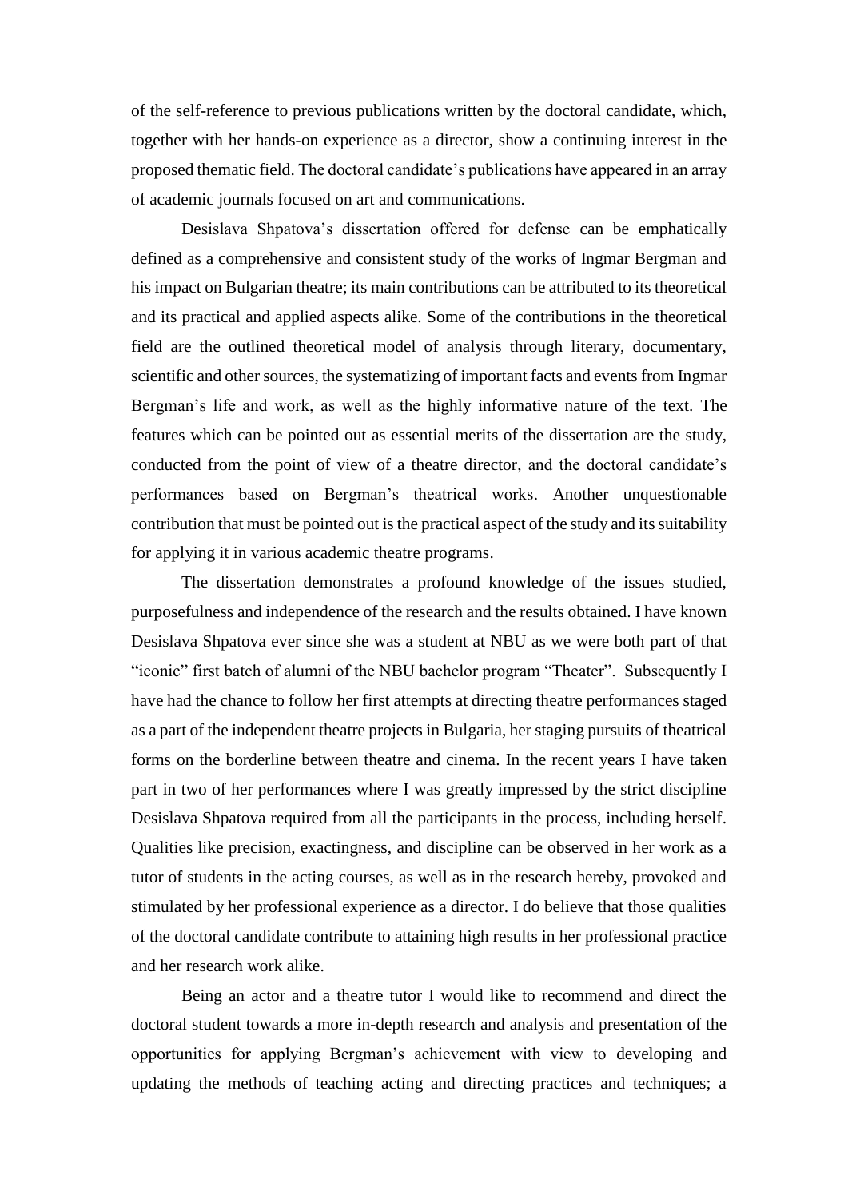of the self-reference to previous publications written by the doctoral candidate, which, together with her hands-on experience as a director, show a continuing interest in the proposed thematic field. The doctoral candidate's publications have appeared in an array of academic journals focused on art and communications.

Desislava Shpatova's dissertation offered for defense can be emphatically defined as a comprehensive and consistent study of the works of Ingmar Bergman and his impact on Bulgarian theatre; its main contributions can be attributed to its theoretical and its practical and applied aspects alike. Some of the contributions in the theoretical field are the outlined theoretical model of analysis through literary, documentary, scientific and other sources, the systematizing of important facts and events from Ingmar Bergman's life and work, as well as the highly informative nature of the text. The features which can be pointed out as essential merits of the dissertation are the study, conducted from the point of view of a theatre director, and the doctoral candidate's performances based on Bergman's theatrical works. Another unquestionable contribution that must be pointed out is the practical aspect of the study and its suitability for applying it in various academic theatre programs.

The dissertation demonstrates a profound knowledge of the issues studied, purposefulness and independence of the research and the results obtained. I have known Desislava Shpatova ever since she was a student at NBU as we were both part of that "iconic" first batch of alumni of the NBU bachelor program "Theater". Subsequently I have had the chance to follow her first attempts at directing theatre performances staged as a part of the independent theatre projects in Bulgaria, her staging pursuits of theatrical forms on the borderline between theatre and cinema. In the recent years I have taken part in two of her performances where I was greatly impressed by the strict discipline Desislava Shpatova required from all the participants in the process, including herself. Qualities like precision, exactingness, and discipline can be observed in her work as a tutor of students in the acting courses, as well as in the research hereby, provoked and stimulated by her professional experience as a director. I do believe that those qualities of the doctoral candidate contribute to attaining high results in her professional practice and her research work alike.

Being an actor and a theatre tutor I would like to recommend and direct the doctoral student towards a more in-depth research and analysis and presentation of the opportunities for applying Bergman's achievement with view to developing and updating the methods of teaching acting and directing practices and techniques; a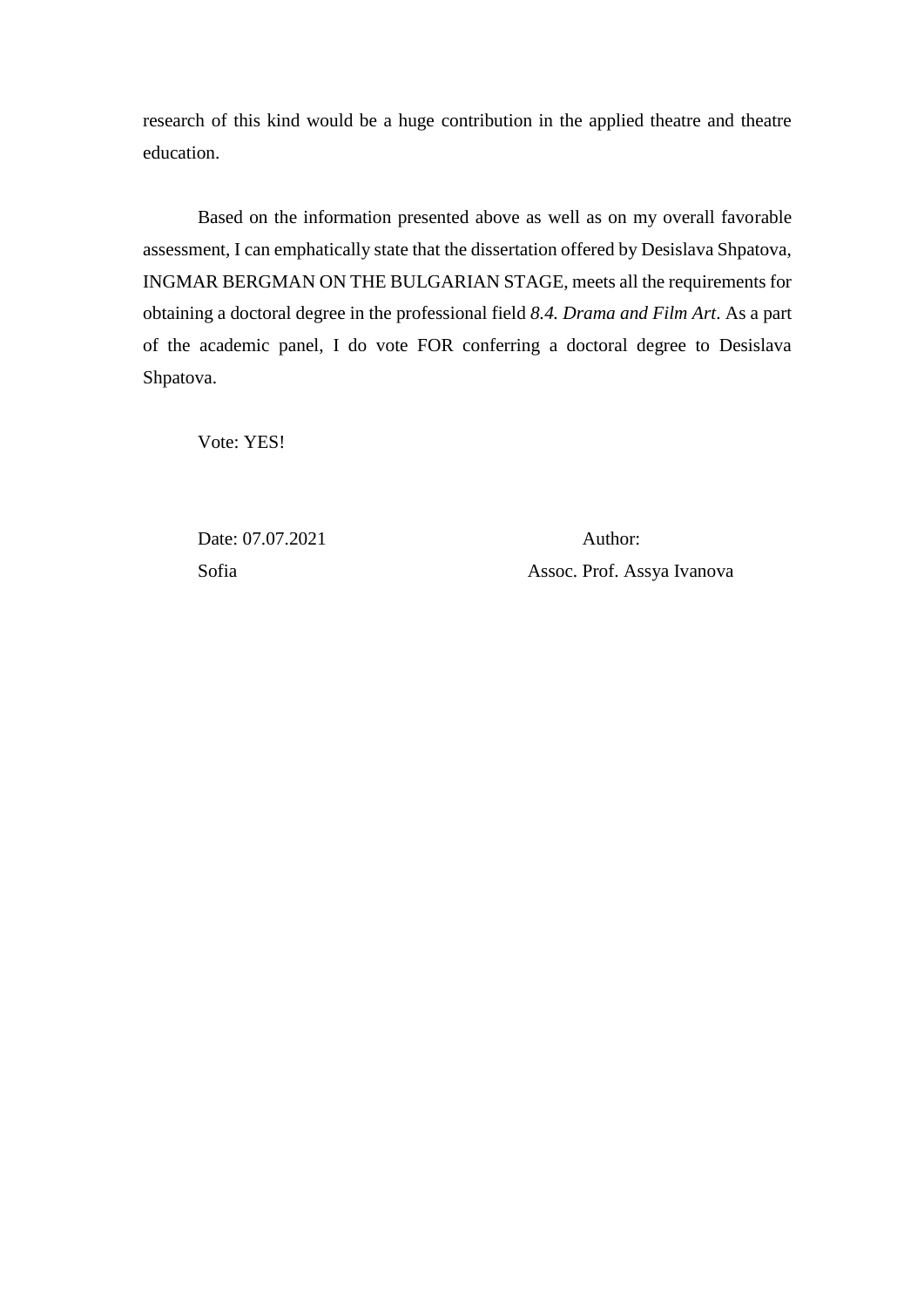research of this kind would be a huge contribution in the applied theatre and theatre education.

Based on the information presented above as well as on my overall favorable assessment, I can emphatically state that the dissertation offered by Desislava Shpatova, INGMAR BERGMAN ON THE BULGARIAN STAGE, meets all the requirements for obtaining a doctoral degree in the professional field *8.4. Drama and Film Art*. As a part of the academic panel, I do vote FOR conferring a doctoral degree to Desislava Shpatova.

Vote: YES!

Date: 07.07.2021 Author:

Sofia Assoc. Prof. Assya Ivanova